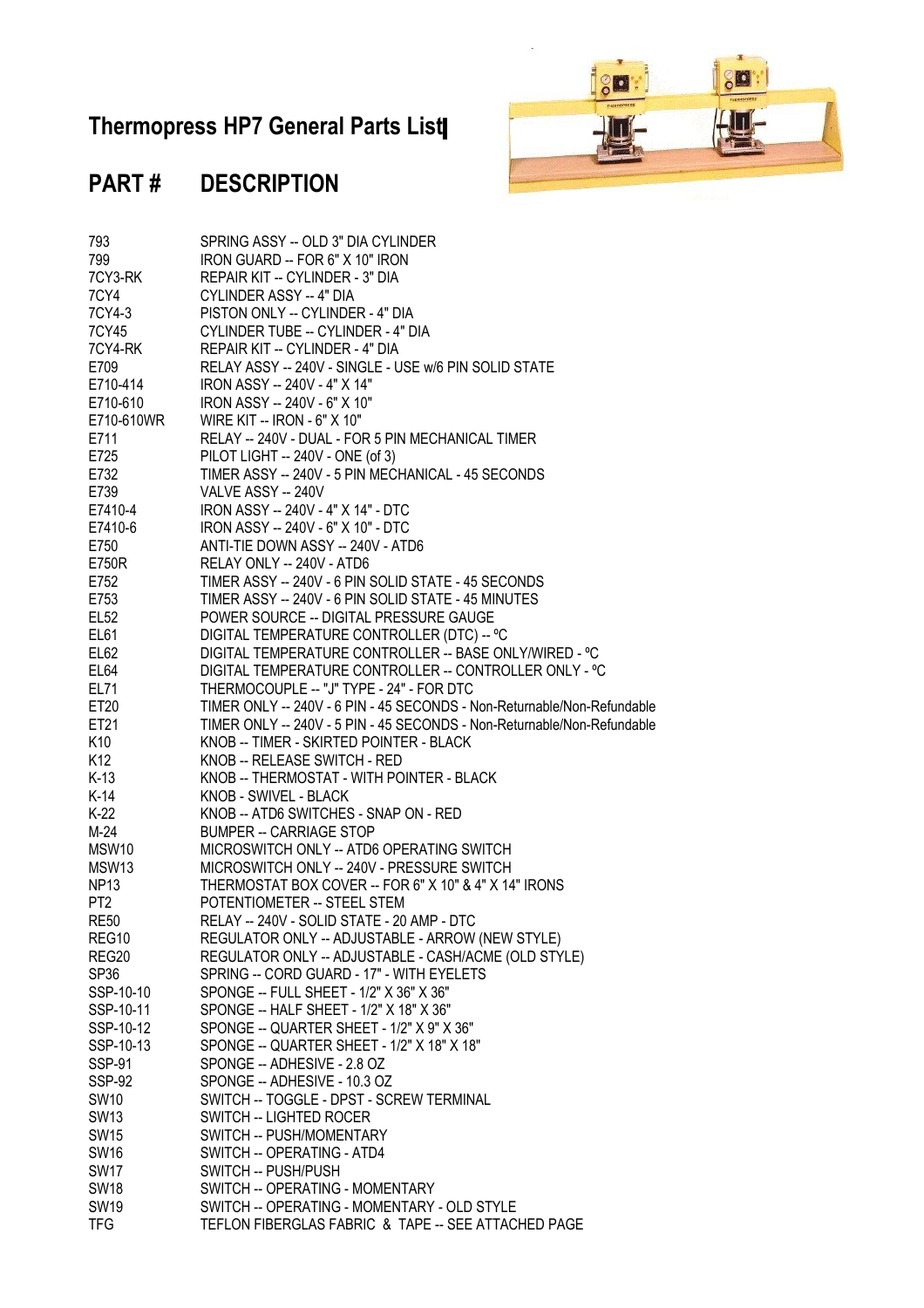# Thermopress HP7 General Parts List

| PART # | DESCRIPTION |
|---|---|
| 793 | SPRING ASSY -- OLD 3" DIA CYLINDER |
| 799 | IRON GUARD -- FOR 6" X 10" IRON |
| 7CY3-RK | REPAIR KIT -- CYLINDER - 3" DIA |
| 7CY4 | CYLINDER ASSY -- 4" DIA |
| 7CY4-3 | PISTON ONLY -- CYLINDER - 4" DIA |
| 7CY45 | CYLINDER TUBE -- CYLINDER - 4" DIA |
| 7CY4-RK | REPAIR KIT -- CYLINDER - 4" DIA |
| E709 | RELAY ASSY -- 240V - SINGLE - USE w/6 PIN SOLID STATE |
| E710-414 | IRON ASSY -- 240V - 4" X 14" |
| E710-610 | IRON ASSY -- 240V - 6" X 10" |
| E710-610WR | WIRE KIT -- IRON - 6" X 10" |
| E711 | RELAY -- 240V - DUAL - FOR 5 PIN MECHANICAL TIMER |
| E725 | PILOT LIGHT -- 240V - ONE (of 3) |
| E732 | TIMER ASSY -- 240V - 5 PIN MECHANICAL - 45 SECONDS |
| E739 | VALVE ASSY -- 240V |
| E7410-4 | IRON ASSY -- 240V - 4" X 14" - DTC |
| E7410-6 | IRON ASSY -- 240V - 6" X 10" - DTC |
| E750 | ANTI-TIE DOWN ASSY -- 240V - ATD6 |
| E750R | RELAY ONLY -- 240V - ATD6 |
| E752 | TIMER ASSY -- 240V - 6 PIN SOLID STATE - 45 SECONDS |
| E753 | TIMER ASSY -- 240V - 6 PIN SOLID STATE - 45 MINUTES |
| EL52 | POWER SOURCE -- DIGITAL PRESSURE GAUGE |
| EL61 | DIGITAL TEMPERATURE CONTROLLER (DTC) -- ºC |
| EL62 | DIGITAL TEMPERATURE CONTROLLER -- BASE ONLY/WIRED - ºC |
| EL64 | DIGITAL TEMPERATURE CONTROLLER -- CONTROLLER ONLY - ºC |
| EL71 | THERMOCOUPLE -- "J" TYPE - 24" - FOR DTC |
| ET20 | TIMER ONLY -- 240V - 6 PIN - 45 SECONDS - Non-Returnable/Non-Refundable |
| ET21 | TIMER ONLY -- 240V - 5 PIN - 45 SECONDS - Non-Returnable/Non-Refundable |
| K10 | KNOB -- TIMER - SKIRTED POINTER - BLACK |
| K12 | KNOB -- RELEASE SWITCH - RED |
| K-13 | KNOB -- THERMOSTAT - WITH POINTER - BLACK |
| K-14 | KNOB - SWIVEL - BLACK |
| K-22 | KNOB -- ATD6 SWITCHES - SNAP ON - RED |
| M-24 | BUMPER -- CARRIAGE STOP |
| MSW10 | MICROSWITCH ONLY -- ATD6 OPERATING SWITCH |
| MSW13 | MICROSWITCH ONLY -- 240V - PRESSURE SWITCH |
| NP13 | THERMOSTAT BOX COVER -- FOR 6" X 10" & 4" X 14" IRONS |
| PT2 | POTENTIOMETER -- STEEL STEM |
| RE50 | RELAY -- 240V - SOLID STATE - 20 AMP - DTC |
| REG10 | REGULATOR ONLY -- ADJUSTABLE - ARROW (NEW STYLE) |
| REG20 | REGULATOR ONLY -- ADJUSTABLE - CASH/ACME (OLD STYLE) |
| SP36 | SPRING -- CORD GUARD - 17" - WITH EYELETS |
| SSP-10-10 | SPONGE -- FULL SHEET - 1/2" X 36" X 36" |
| SSP-10-11 | SPONGE -- HALF SHEET - 1/2" X 18" X 36" |
| SSP-10-12 | SPONGE -- QUARTER SHEET - 1/2" X 9" X 36" |
| SSP-10-13 | SPONGE -- QUARTER SHEET - 1/2" X 18" X 18" |
| SSP-91 | SPONGE -- ADHESIVE - 2.8 OZ |
| SSP-92 | SPONGE -- ADHESIVE - 10.3 OZ |
| SW10 | SWITCH -- TOGGLE - DPST - SCREW TERMINAL |
| SW13 | SWITCH -- LIGHTED ROCER |
| SW15 | SWITCH -- PUSH/MOMENTARY |
| SW16 | SWITCH -- OPERATING - ATD4 |
| SW17 | SWITCH -- PUSH/PUSH |
| SW18 | SWITCH -- OPERATING - MOMENTARY |
| SW19 | SWITCH -- OPERATING - MOMENTARY - OLD STYLE |
| TFG | TEFLON FIBERGLAS FABRIC & TAPE -- SEE ATTACHED PAGE |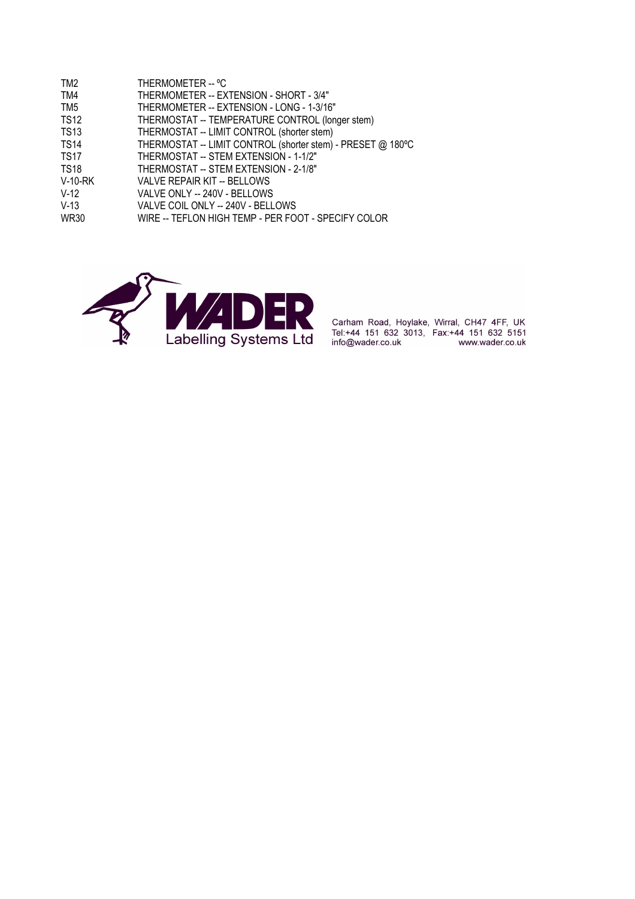| | |
|---|---|
| TM2 | THERMOMETER -- ºC |
| TM4 | THERMOMETER -- EXTENSION - SHORT - 3/4" |
| TM5 | THERMOMETER -- EXTENSION - LONG - 1-3/16" |
| TS12 | THERMOSTAT -- TEMPERATURE CONTROL (longer stem) |
| TS13 | THERMOSTAT -- LIMIT CONTROL (shorter stem) |
| TS14 | THERMOSTAT -- LIMIT CONTROL (shorter stem) - PRESET @ 180ºC |
| TS17 | THERMOSTAT -- STEM EXTENSION - 1-1/2" |
| TS18 | THERMOSTAT -- STEM EXTENSION - 2-1/8" |
| V-10-RK | VALVE REPAIR KIT -- BELLOWS |
| V-12 | VALVE ONLY -- 240V - BELLOWS |
| V-13 | VALVE COIL ONLY -- 240V - BELLOWS |
| WR30 | WIRE -- TEFLON HIGH TEMP - PER FOOT - SPECIFY COLOR |

WADER Labelling Systems Ltd

Carham Road, Hoylake, Wirral, CH47 4FF, UK
Tel:+44 151 632 3013, Fax:+44 151 632 5151
info@wader.co.uk www.wader.co.uk